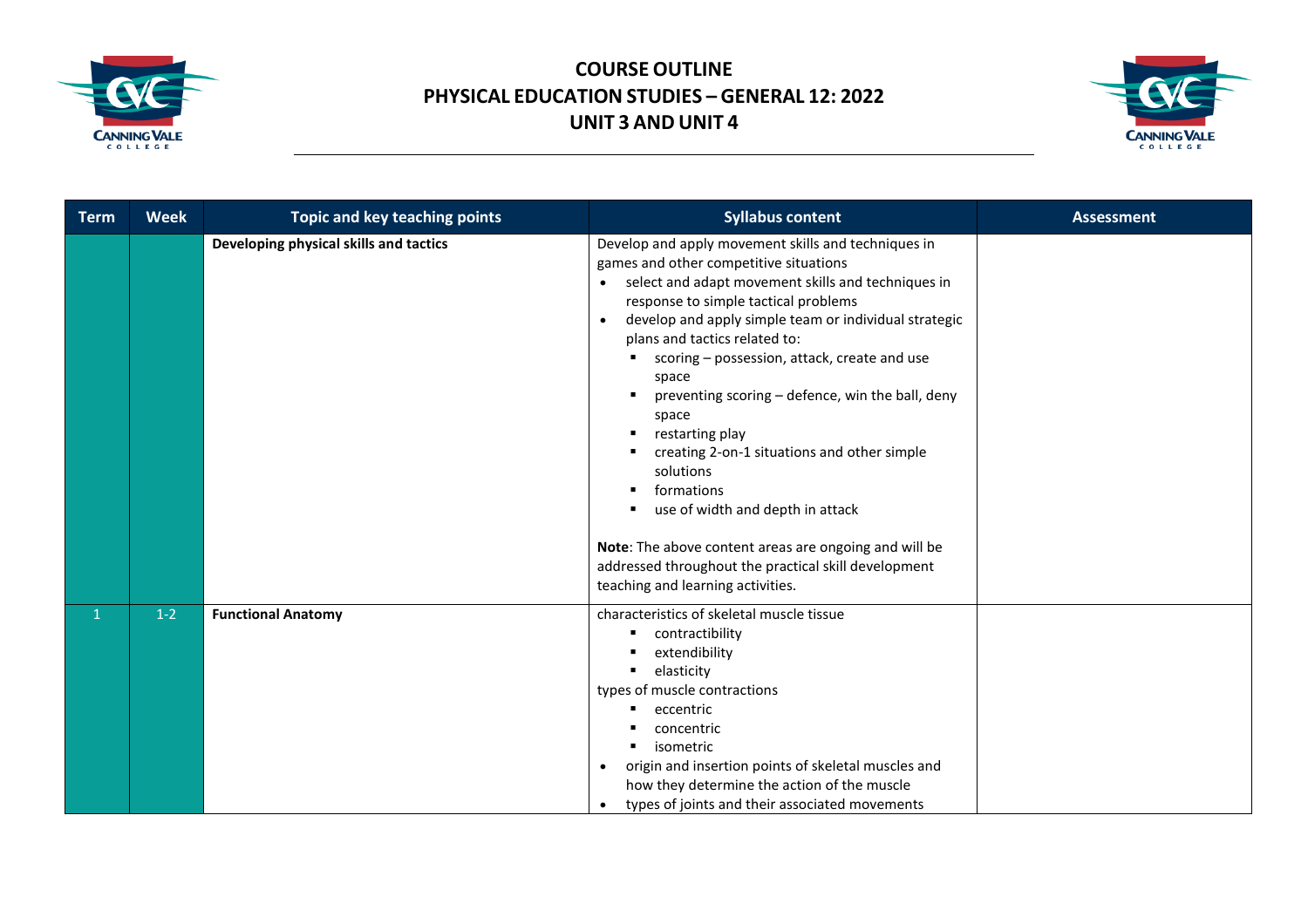# COURSE OUTLINE
# PHYSICAL EDUCATION STUDIES – GENERAL 12: 2022
# UNIT 3 AND UNIT 4

| Term | Week | Topic and key teaching points | Syllabus content | Assessment |
|---|---|---|---|---|
| | | **Developing physical skills and tactics** | Develop and apply movement skills and techniques in games and other competitive situations<br>• select and adapt movement skills and techniques in response to simple tactical problems<br>• develop and apply simple team or individual strategic plans and tactics related to:<br>▪ scoring – possession, attack, create and use space<br>▪ preventing scoring – defence, win the ball, deny space<br>▪ restarting play<br>▪ creating 2-on-1 situations and other simple solutions<br>▪ formations<br>▪ use of width and depth in attack<br><br>**Note**: The above content areas are ongoing and will be addressed throughout the practical skill development teaching and learning activities. | |
| 1 | 1-2 | **Functional Anatomy** | characteristics of skeletal muscle tissue<br>▪ contractibility<br>▪ extendibility<br>▪ elasticity<br>types of muscle contractions<br>▪ eccentric<br>▪ concentric<br>▪ isometric<br>• origin and insertion points of skeletal muscles and how they determine the action of the muscle<br>• types of joints and their associated movements | |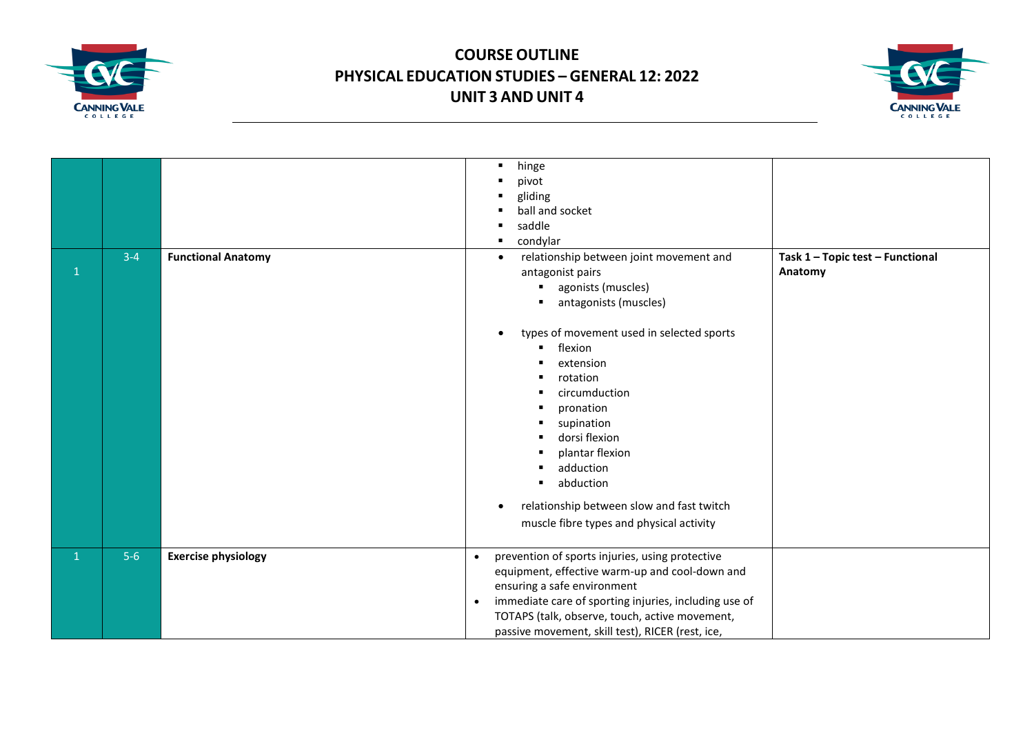| | | | | |
|---|---|---|---|---|
| | | | <ul><li>hinge</li><li>pivot</li><li>gliding</li><li>ball and socket</li><li>saddle</li><li>condylar</li></ul> | |
| 1 | 3-4 | **Functional Anatomy** | <ul><li>relationship between joint movement and antagonist pairs<ul><li>agonists (muscles)</li><li>antagonists (muscles)</li></ul></li><li>types of movement used in selected sports<ul><li>flexion</li><li>extension</li><li>rotation</li><li>circumduction</li><li>pronation</li><li>supination</li><li>dorsi flexion</li><li>plantar flexion</li><li>adduction</li><li>abduction</li></ul></li><li>relationship between slow and fast twitch muscle fibre types and physical activity</li></ul> | **Task 1 – Topic test – Functional Anatomy** |
| 1 | 5-6 | **Exercise physiology** | <ul><li>prevention of sports injuries, using protective equipment, effective warm-up and cool-down and ensuring a safe environment</li><li>immediate care of sporting injuries, including use of TOTAPS (talk, observe, touch, active movement, passive movement, skill test), RICER (rest, ice,</li></ul> | |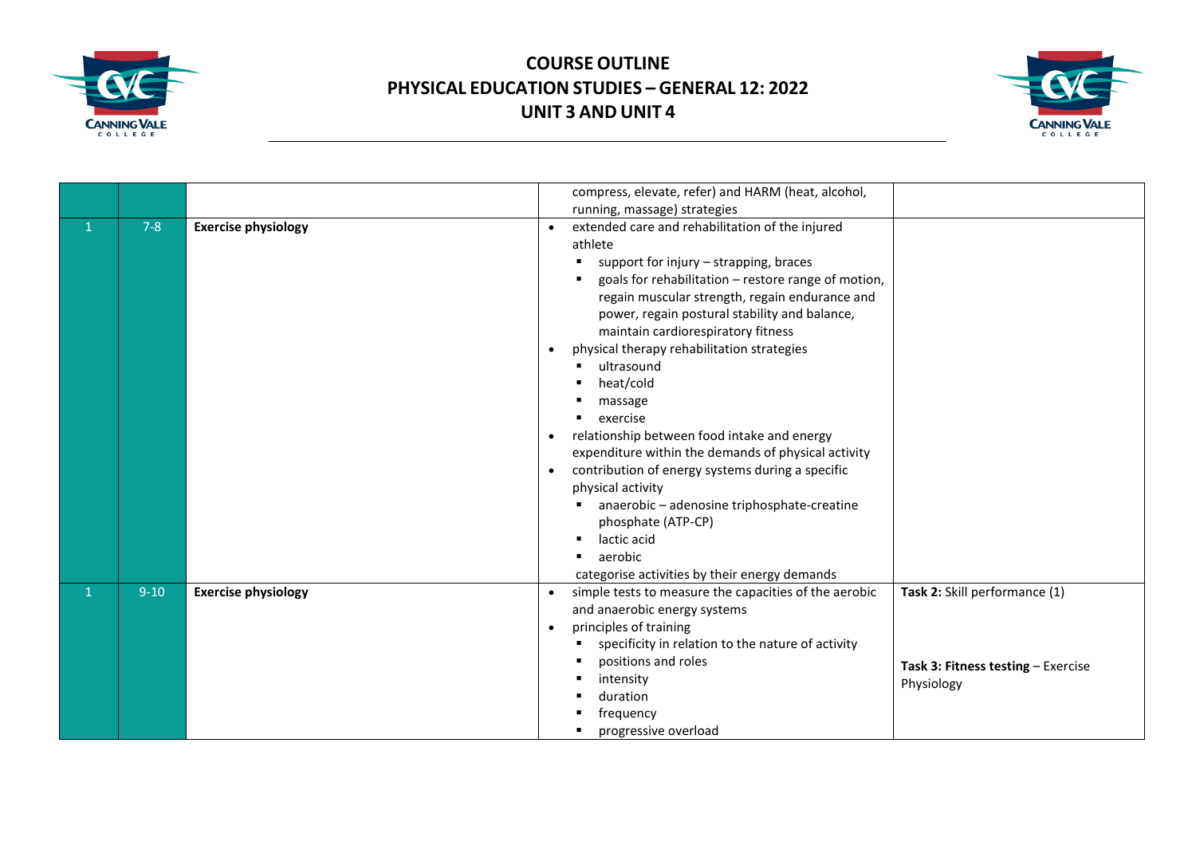# COURSE OUTLINE
# PHYSICAL EDUCATION STUDIES – GENERAL 12: 2022
# UNIT 3 AND UNIT 4

| | | | | |
|---|---|---|---|---|
| | | | compress, elevate, refer) and HARM (heat, alcohol, running, massage) strategies | |
| 1 | 7-8 | **Exercise physiology** | • extended care and rehabilitation of the injured athlete<br>▪ support for injury – strapping, braces<br>▪ goals for rehabilitation – restore range of motion, regain muscular strength, regain endurance and power, regain postural stability and balance, maintain cardiorespiratory fitness<br>• physical therapy rehabilitation strategies<br>▪ ultrasound<br>▪ heat/cold<br>▪ massage<br>▪ exercise<br>• relationship between food intake and energy expenditure within the demands of physical activity<br>• contribution of energy systems during a specific physical activity<br>▪ anaerobic – adenosine triphosphate-creatine phosphate (ATP-CP)<br>▪ lactic acid<br>▪ aerobic<br>categorise activities by their energy demands | |
| 1 | 9-10 | **Exercise physiology** | • simple tests to measure the capacities of the aerobic and anaerobic energy systems<br>• principles of training<br>▪ specificity in relation to the nature of activity<br>▪ positions and roles<br>▪ intensity<br>▪ duration<br>▪ frequency<br>▪ progressive overload | **Task 2:** Skill performance (1)<br><br>**Task 3: Fitness testing** – Exercise Physiology |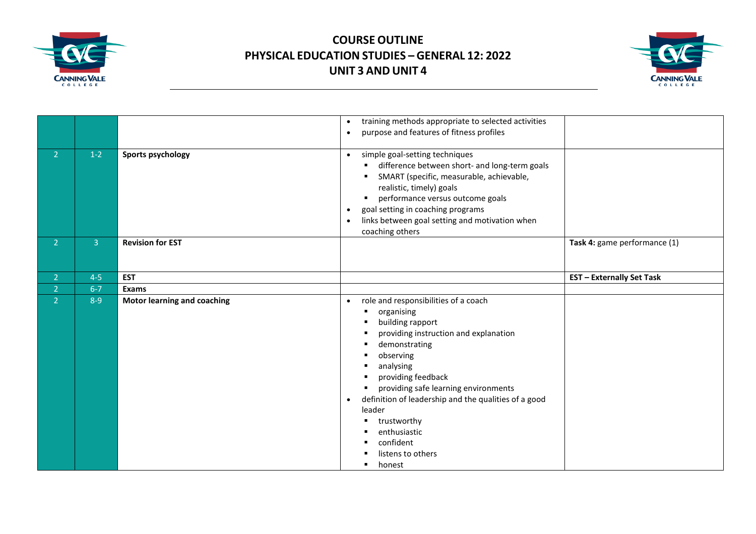# COURSE OUTLINE
# PHYSICAL EDUCATION STUDIES – GENERAL 12: 2022
# UNIT 3 AND UNIT 4

| | | | | |
|---|---|---|---|---|
| | | | • training methods appropriate to selected activities<br>• purpose and features of fitness profiles | |
| 2 | 1-2 | **Sports psychology** | • simple goal-setting techniques<br>▪ difference between short- and long-term goals<br>▪ SMART (specific, measurable, achievable, realistic, timely) goals<br>▪ performance versus outcome goals<br>• goal setting in coaching programs<br>• links between goal setting and motivation when coaching others | |
| 2 | 3 | **Revision for EST** | | **Task 4:** game performance (1) |
| 2 | 4-5 | **EST** | | **EST – Externally Set Task** |
| 2 | 6-7 | **Exams** | | |
| 2 | 8-9 | **Motor learning and coaching** | • role and responsibilities of a coach<br>▪ organising<br>▪ building rapport<br>▪ providing instruction and explanation<br>▪ demonstrating<br>▪ observing<br>▪ analysing<br>▪ providing feedback<br>▪ providing safe learning environments<br>• definition of leadership and the qualities of a good leader<br>▪ trustworthy<br>▪ enthusiastic<br>▪ confident<br>▪ listens to others<br>▪ honest | |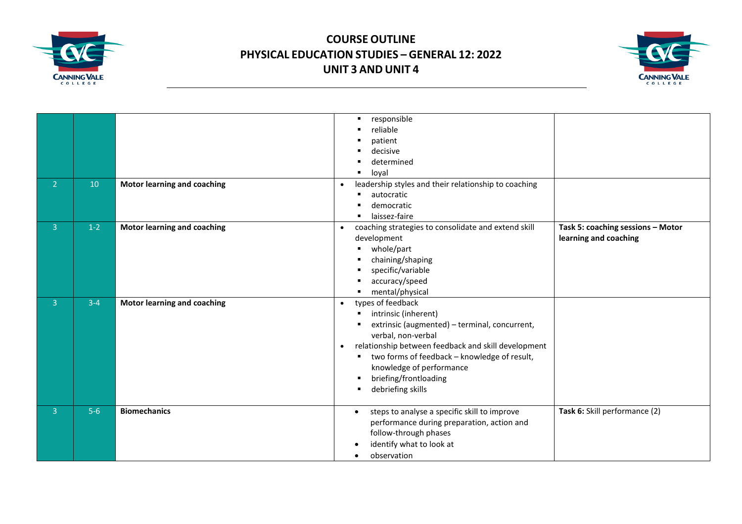| | | | | |
|---|---|---|---|---|
| | | | ▪ responsible<br>▪ reliable<br>▪ patient<br>▪ decisive<br>▪ determined<br>▪ loyal | |
| 2 | 10 | **Motor learning and coaching** | • leadership styles and their relationship to coaching<br>▪ autocratic<br>▪ democratic<br>▪ laissez-faire | |
| 3 | 1-2 | **Motor learning and coaching** | • coaching strategies to consolidate and extend skill development<br>▪ whole/part<br>▪ chaining/shaping<br>▪ specific/variable<br>▪ accuracy/speed<br>▪ mental/physical | **Task 5: coaching sessions – Motor learning and coaching** |
| 3 | 3-4 | **Motor learning and coaching** | • types of feedback<br>▪ intrinsic (inherent)<br>▪ extrinsic (augmented) – terminal, concurrent, verbal, non-verbal<br>• relationship between feedback and skill development<br>▪ two forms of feedback – knowledge of result, knowledge of performance<br>▪ briefing/frontloading<br>▪ debriefing skills | |
| 3 | 5-6 | **Biomechanics** | • steps to analyse a specific skill to improve performance during preparation, action and follow-through phases<br>• identify what to look at<br>• observation | **Task 6:** Skill performance (2) |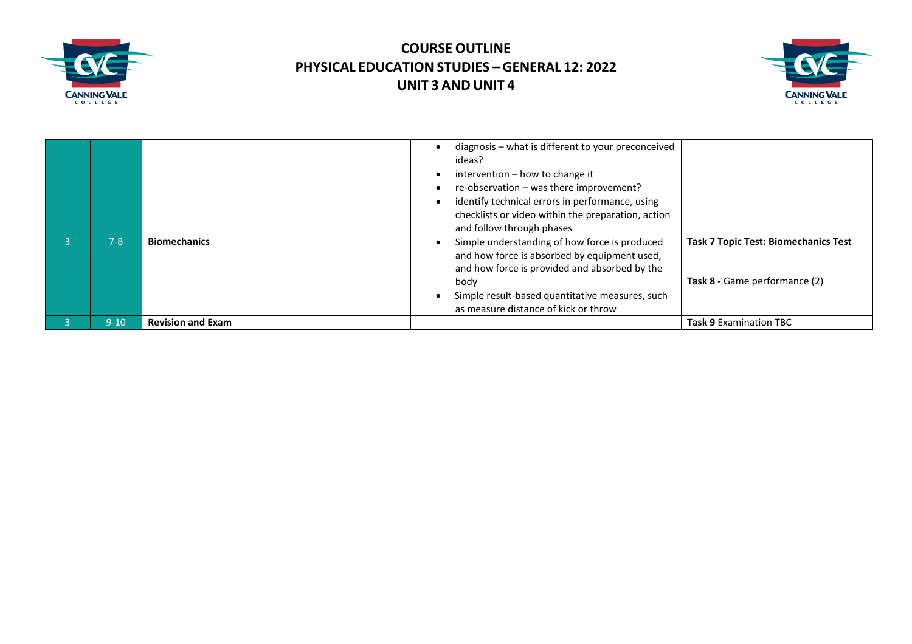# COURSE OUTLINE
# PHYSICAL EDUCATION STUDIES – GENERAL 12: 2022
# UNIT 3 AND UNIT 4

| | | | | |
|---|---|---|---|---|
| | | | • diagnosis – what is different to your preconceived ideas?<br>• intervention – how to change it<br>• re-observation – was there improvement?<br>• identify technical errors in performance, using checklists or video within the preparation, action and follow through phases | |
| 3 | 7-8 | **Biomechanics** | • Simple understanding of how force is produced and how force is absorbed by equipment used, and how force is provided and absorbed by the body<br>• Simple result-based quantitative measures, such as measure distance of kick or throw | **Task 7 Topic Test: Biomechanics Test**<br><br>**Task 8 -** Game performance (2) |
| 3 | 9-10 | **Revision and Exam** | | **Task 9** Examination TBC |